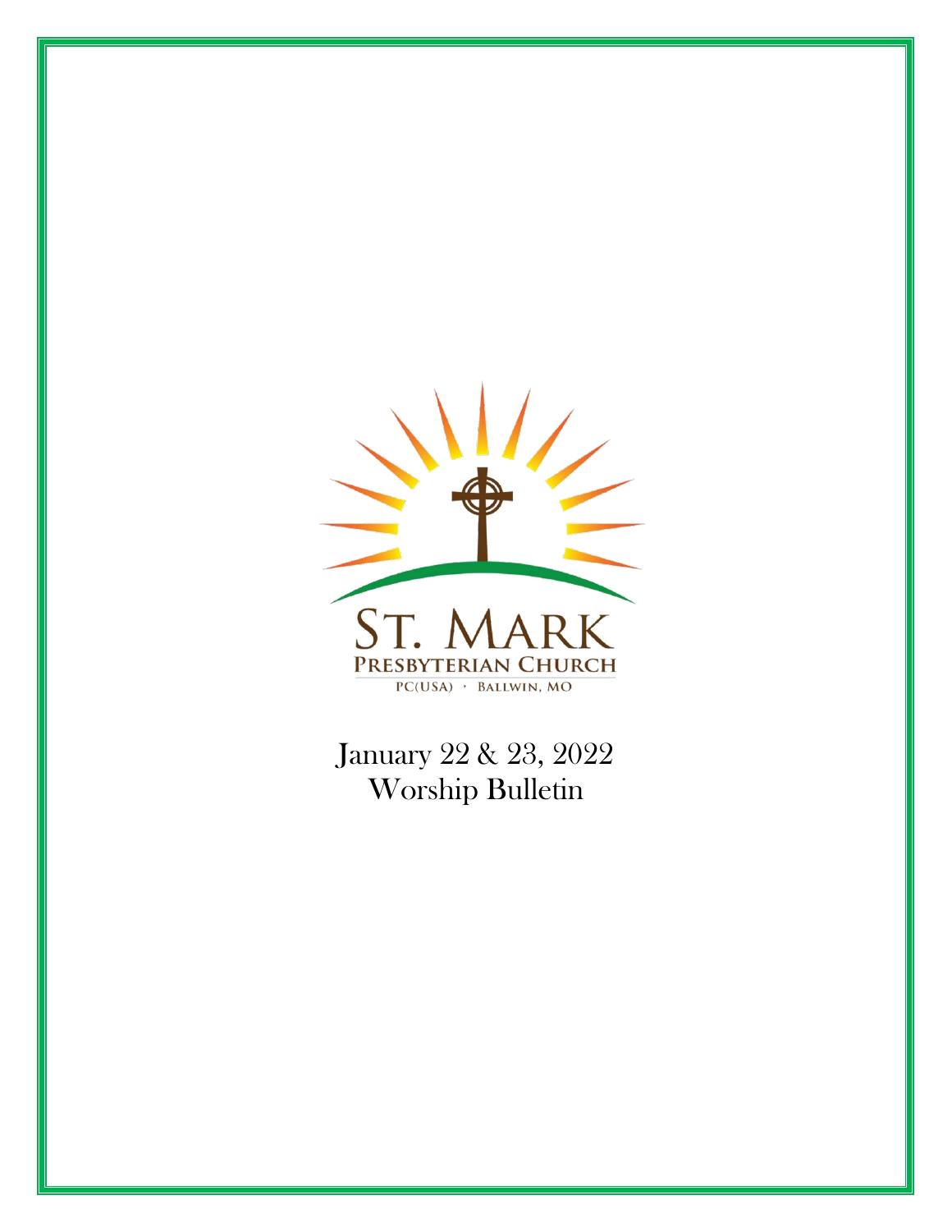ST. MARK

PRESBYTERIAN CHURCH

PC(USA) · BALLWIN, MO

January 22 & 23, 2022

Worship Bulletin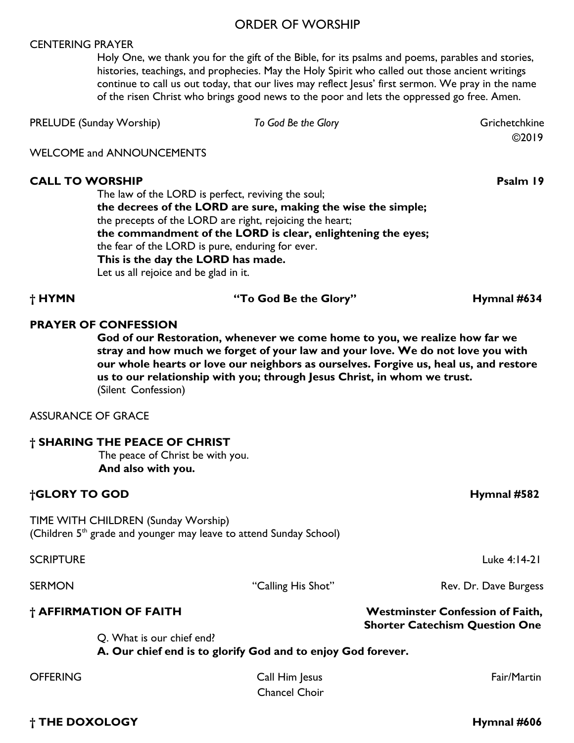## ORDER OF WORSHIP

CENTERING PRAYER

Holy One, we thank you for the gift of the Bible, for its psalms and poems, parables and stories, histories, teachings, and prophecies. May the Holy Spirit who called out those ancient writings continue to call us out today, that our lives may reflect Jesus' first sermon. We pray in the name of the risen Christ who brings good news to the poor and lets the oppressed go free. Amen.

PRELUDE (Sunday Worship) — *To God Be the Glory* — Grichetchkine ©2019

WELCOME and ANNOUNCEMENTS

**CALL TO WORSHIP** — **Psalm 19**

The law of the LORD is perfect, reviving the soul;
**the decrees of the LORD are sure, making the wise the simple;**
the precepts of the LORD are right, rejoicing the heart;
**the commandment of the LORD is clear, enlightening the eyes;**
the fear of the LORD is pure, enduring for ever.
**This is the day the LORD has made.**
Let us all rejoice and be glad in it.

**† HYMN** — **"To God Be the Glory"** — **Hymnal #634**

**PRAYER OF CONFESSION**

**God of our Restoration, whenever we come home to you, we realize how far we stray and how much we forget of your law and your love. We do not love you with our whole hearts or love our neighbors as ourselves. Forgive us, heal us, and restore us to our relationship with you; through Jesus Christ, in whom we trust.**
(Silent Confession)

ASSURANCE OF GRACE

**† SHARING THE PEACE OF CHRIST**

The peace of Christ be with you.
**And also with you.**

**†GLORY TO GOD** — **Hymnal #582**

TIME WITH CHILDREN (Sunday Worship)
(Children 5th grade and younger may leave to attend Sunday School)

SCRIPTURE — Luke 4:14-21

SERMON — "Calling His Shot" — Rev. Dr. Dave Burgess

**† AFFIRMATION OF FAITH** — **Westminster Confession of Faith, Shorter Catechism Question One**

Q. What is our chief end?
**A. Our chief end is to glorify God and to enjoy God forever.**

OFFERING — Call Him Jesus — Fair/Martin
Chancel Choir

**† THE DOXOLOGY** — **Hymnal #606**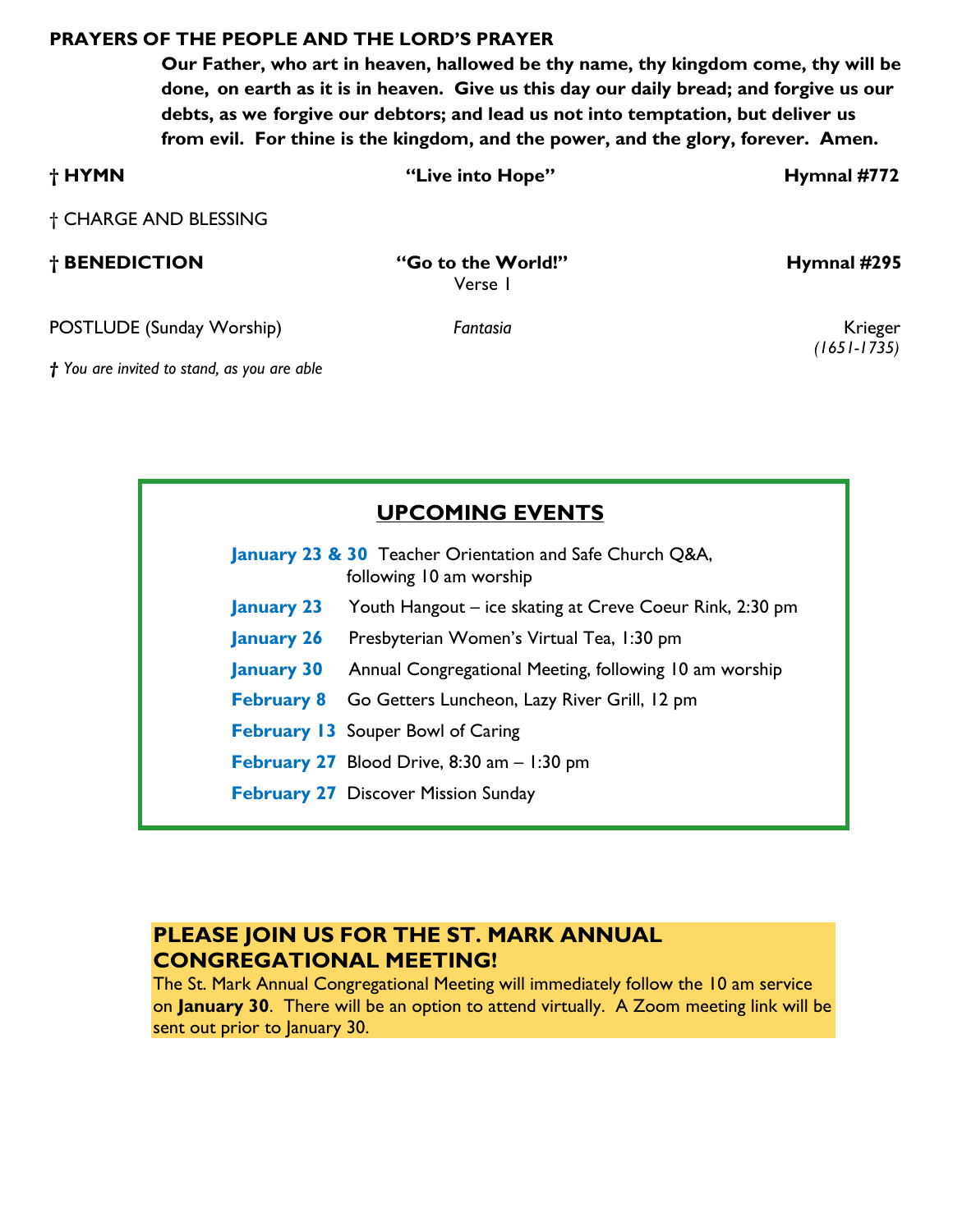**PRAYERS OF THE PEOPLE AND THE LORD'S PRAYER**

**Our Father, who art in heaven, hallowed be thy name, thy kingdom come, thy will be done, on earth as it is in heaven. Give us this day our daily bread; and forgive us our debts, as we forgive our debtors; and lead us not into temptation, but deliver us from evil. For thine is the kingdom, and the power, and the glory, forever. Amen.**

**† HYMN** — **"Live into Hope"** — **Hymnal #772**

† CHARGE AND BLESSING

**† BENEDICTION** — **"Go to the World!"** Verse 1 — **Hymnal #295**

POSTLUDE (Sunday Worship) — *Fantasia* — Krieger *(1651-1735)*

*† You are invited to stand, as you are able*

## UPCOMING EVENTS

- **January 23 & 30** Teacher Orientation and Safe Church Q&A, following 10 am worship
- **January 23** Youth Hangout – ice skating at Creve Coeur Rink, 2:30 pm
- **January 26** Presbyterian Women's Virtual Tea, 1:30 pm
- **January 30** Annual Congregational Meeting, following 10 am worship
- **February 8** Go Getters Luncheon, Lazy River Grill, 12 pm
- **February 13** Souper Bowl of Caring
- **February 27** Blood Drive, 8:30 am – 1:30 pm
- **February 27** Discover Mission Sunday

## PLEASE JOIN US FOR THE ST. MARK ANNUAL CONGREGATIONAL MEETING!

The St. Mark Annual Congregational Meeting will immediately follow the 10 am service on **January 30**. There will be an option to attend virtually. A Zoom meeting link will be sent out prior to January 30.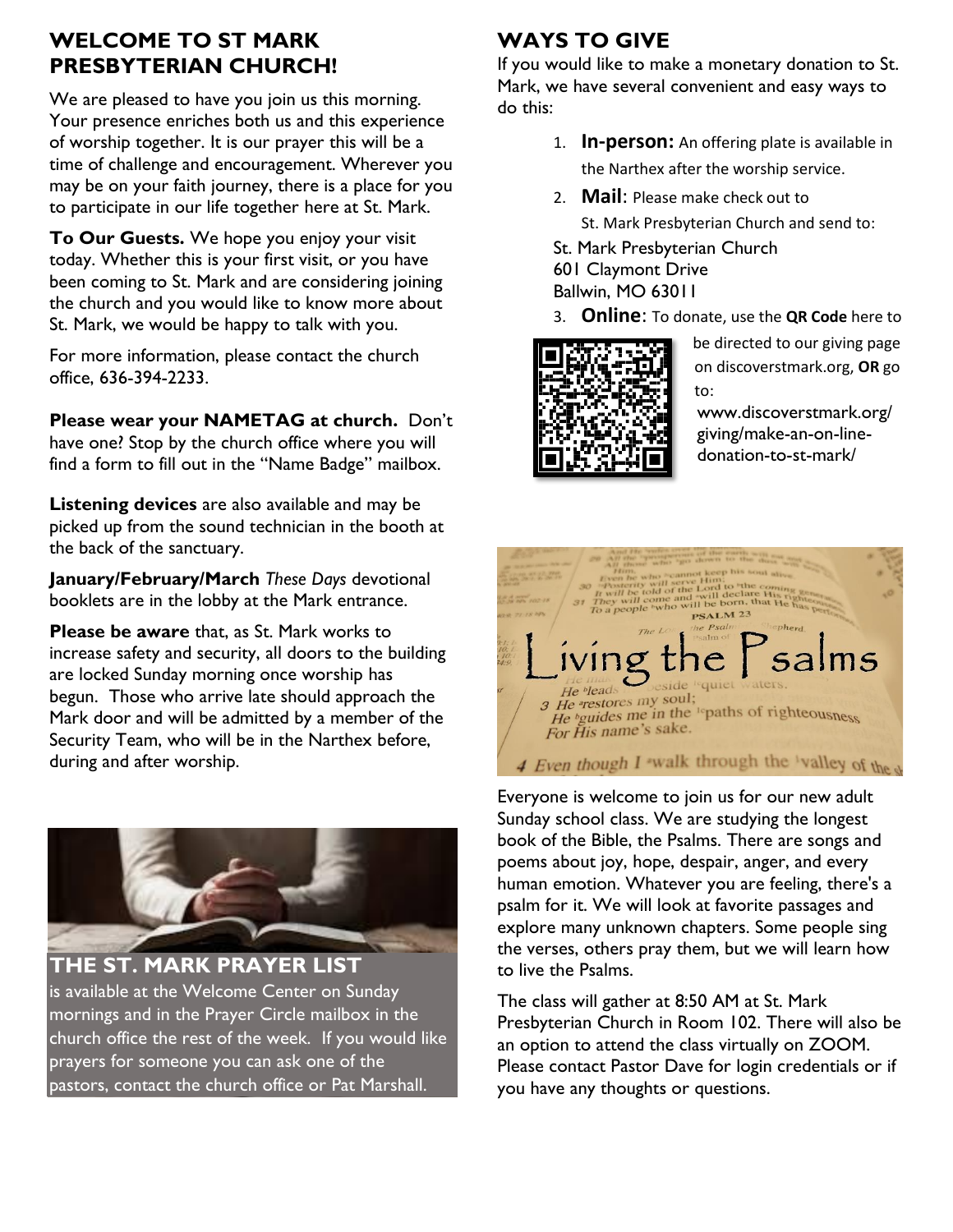## WELCOME TO ST MARK PRESBYTERIAN CHURCH!

We are pleased to have you join us this morning. Your presence enriches both us and this experience of worship together. It is our prayer this will be a time of challenge and encouragement. Wherever you may be on your faith journey, there is a place for you to participate in our life together here at St. Mark.

**To Our Guests.** We hope you enjoy your visit today. Whether this is your first visit, or you have been coming to St. Mark and are considering joining the church and you would like to know more about St. Mark, we would be happy to talk with you.

For more information, please contact the church office, 636-394-2233.

**Please wear your NAMETAG at church.** Don't have one? Stop by the church office where you will find a form to fill out in the "Name Badge" mailbox.

**Listening devices** are also available and may be picked up from the sound technician in the booth at the back of the sanctuary.

**January/February/March** *These Days* devotional booklets are in the lobby at the Mark entrance.

**Please be aware** that, as St. Mark works to increase safety and security, all doors to the building are locked Sunday morning once worship has begun. Those who arrive late should approach the Mark door and will be admitted by a member of the Security Team, who will be in the Narthex before, during and after worship.

## THE ST. MARK PRAYER LIST

is available at the Welcome Center on Sunday mornings and in the Prayer Circle mailbox in the church office the rest of the week. If you would like prayers for someone you can ask one of the pastors, contact the church office or Pat Marshall.

## WAYS TO GIVE

If you would like to make a monetary donation to St. Mark, we have several convenient and easy ways to do this:

1. **In-person:** An offering plate is available in the Narthex after the worship service.
2. **Mail**: Please make check out to St. Mark Presbyterian Church and send to:

   St. Mark Presbyterian Church
   601 Claymont Drive
   Ballwin, MO 63011
3. **Online**: To donate, use the **QR Code** here to be directed to our giving page on discoverstmark.org, **OR** go to: www.discoverstmark.org/giving/make-an-on-line-donation-to-st-mark/

## Living the Psalms

Everyone is welcome to join us for our new adult Sunday school class. We are studying the longest book of the Bible, the Psalms. There are songs and poems about joy, hope, despair, anger, and every human emotion. Whatever you are feeling, there's a psalm for it. We will look at favorite passages and explore many unknown chapters. Some people sing the verses, others pray them, but we will learn how to live the Psalms.

The class will gather at 8:50 AM at St. Mark Presbyterian Church in Room 102. There will also be an option to attend the class virtually on ZOOM. Please contact Pastor Dave for login credentials or if you have any thoughts or questions.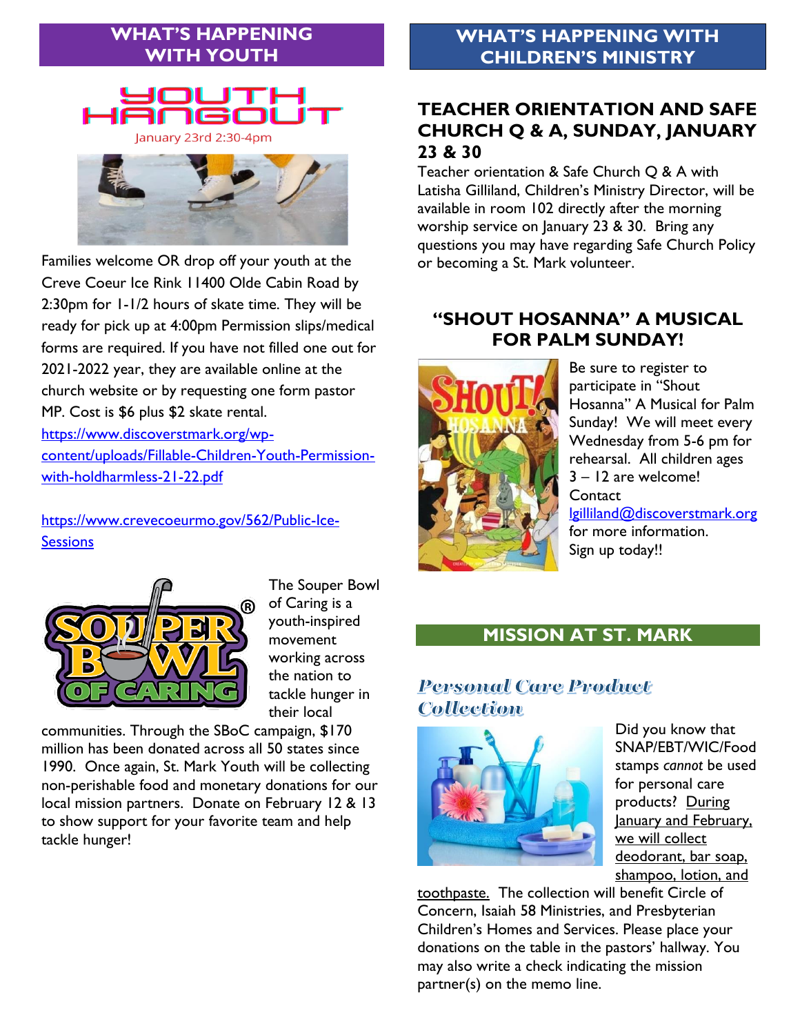## WHAT'S HAPPENING WITH YOUTH

### YOUTH HANGOUT

January 23rd 2:30-4pm

Families welcome OR drop off your youth at the Creve Coeur Ice Rink 11400 Olde Cabin Road by 2:30pm for 1-1/2 hours of skate time. They will be ready for pick up at 4:00pm Permission slips/medical forms are required. If you have not filled one out for 2021-2022 year, they are available online at the church website or by requesting one form pastor MP. Cost is $6 plus $2 skate rental.

https://www.discoverstmark.org/wp-content/uploads/Fillable-Children-Youth-Permission-with-holdharmless-21-22.pdf

https://www.crevecoeurmo.gov/562/Public-Ice-Sessions

The Souper Bowl of Caring is a youth-inspired movement working across the nation to tackle hunger in their local communities. Through the SBoC campaign, $170 million has been donated across all 50 states since 1990. Once again, St. Mark Youth will be collecting non-perishable food and monetary donations for our local mission partners. Donate on February 12 & 13 to show support for your favorite team and help tackle hunger!

## WHAT'S HAPPENING WITH CHILDREN'S MINISTRY

### TEACHER ORIENTATION AND SAFE CHURCH Q & A, SUNDAY, JANUARY 23 & 30

Teacher orientation & Safe Church Q & A with Latisha Gilliland, Children's Ministry Director, will be available in room 102 directly after the morning worship service on January 23 & 30. Bring any questions you may have regarding Safe Church Policy or becoming a St. Mark volunteer.

### "SHOUT HOSANNA" A MUSICAL FOR PALM SUNDAY!

Be sure to register to participate in "Shout Hosanna" A Musical for Palm Sunday! We will meet every Wednesday from 5-6 pm for rehearsal. All children ages 3 – 12 are welcome! Contact lgilliland@discoverstmark.org for more information. Sign up today!!

## MISSION AT ST. MARK

### *Personal Care Product Collection*

Did you know that SNAP/EBT/WIC/Food stamps *cannot* be used for personal care products? During January and February, we will collect deodorant, bar soap, shampoo, lotion, and toothpaste. The collection will benefit Circle of Concern, Isaiah 58 Ministries, and Presbyterian Children's Homes and Services. Please place your donations on the table in the pastors' hallway. You may also write a check indicating the mission partner(s) on the memo line.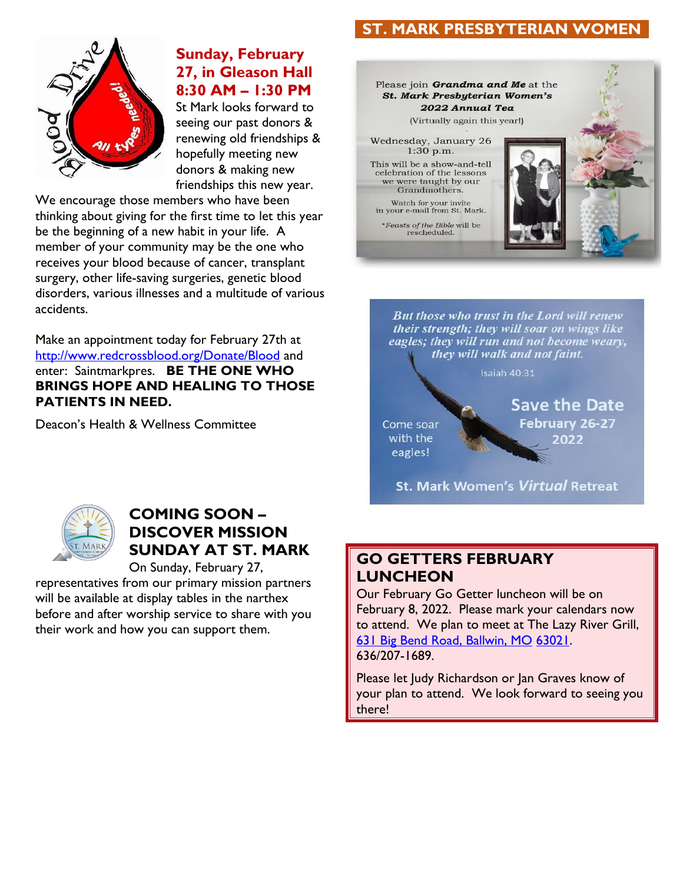## Sunday, February 27, in Gleason Hall 8:30 AM – 1:30 PM

St Mark looks forward to seeing our past donors & renewing old friendships & hopefully meeting new donors & making new friendships this new year.

We encourage those members who have been thinking about giving for the first time to let this year be the beginning of a new habit in your life. A member of your community may be the one who receives your blood because of cancer, transplant surgery, other life-saving surgeries, genetic blood disorders, various illnesses and a multitude of various accidents.

Make an appointment today for February 27th at http://www.redcrossblood.org/Donate/Blood and enter: Saintmarkpres. **BE THE ONE WHO BRINGS HOPE AND HEALING TO THOSE PATIENTS IN NEED.**

Deacon's Health & Wellness Committee

## COMING SOON – DISCOVER MISSION SUNDAY AT ST. MARK

On Sunday, February 27, representatives from our primary mission partners will be available at display tables in the narthex before and after worship service to share with you their work and how you can support them.

## ST. MARK PRESBYTERIAN WOMEN

Please join ***Grandma and Me*** at the ***St. Mark Presbyterian Women's 2022 Annual Tea***

(Virtually again this year!)

Wednesday, January 26
1:30 p.m.

This will be a show-and-tell celebration of the lessons we were taught by our Grandmothers.

Watch for your invite in your e-mail from St. Mark.

**Feasts of the Bible* will be rescheduled.

*But those who trust in the Lord will renew their strength; they will soar on wings like eagles; they will run and not become weary, they will walk and not faint.*

Isaiah 40:31

Come soar with the eagles!

**Save the Date**
**February 26-27**
**2022**

**St. Mark Women's *Virtual* Retreat**

## GO GETTERS FEBRUARY LUNCHEON

Our February Go Getter luncheon will be on February 8, 2022. Please mark your calendars now to attend. We plan to meet at The Lazy River Grill, 631 Big Bend Road, Ballwin, MO 63021. 636/207-1689.

Please let Judy Richardson or Jan Graves know of your plan to attend. We look forward to seeing you there!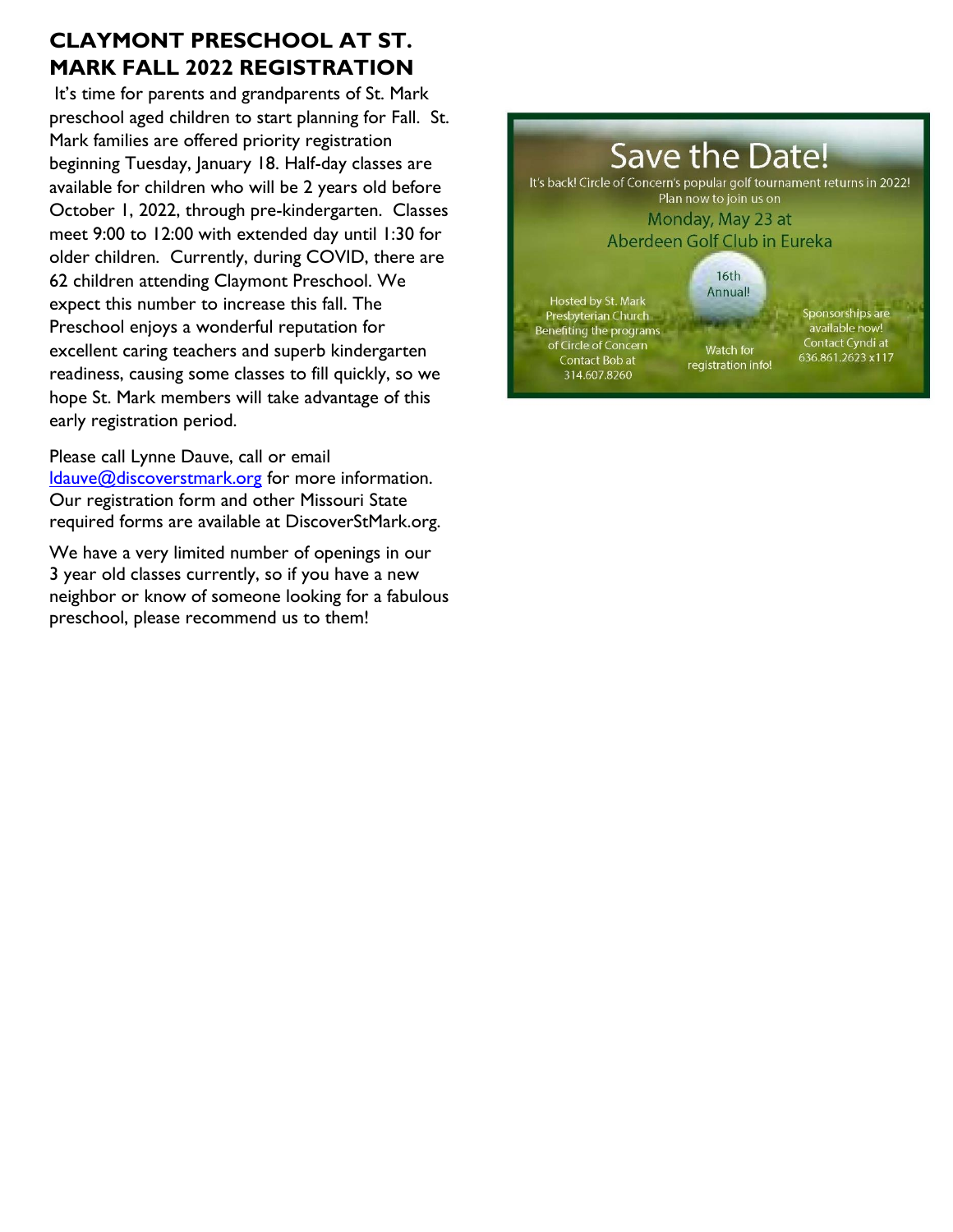## CLAYMONT PRESCHOOL AT ST. MARK FALL 2022 REGISTRATION

It's time for parents and grandparents of St. Mark preschool aged children to start planning for Fall. St. Mark families are offered priority registration beginning Tuesday, January 18. Half-day classes are available for children who will be 2 years old before October 1, 2022, through pre-kindergarten. Classes meet 9:00 to 12:00 with extended day until 1:30 for older children. Currently, during COVID, there are 62 children attending Claymont Preschool. We expect this number to increase this fall. The Preschool enjoys a wonderful reputation for excellent caring teachers and superb kindergarten readiness, causing some classes to fill quickly, so we hope St. Mark members will take advantage of this early registration period.

Please call Lynne Dauve, call or email [ldauve@discoverstmark.org](mailto:ldauve@discoverstmark.org) for more information. Our registration form and other Missouri State required forms are available at DiscoverStMark.org.

We have a very limited number of openings in our 3 year old classes currently, so if you have a new neighbor or know of someone looking for a fabulous preschool, please recommend us to them!

## Save the Date!

It's back! Circle of Concern's popular golf tournament returns in 2022! Plan now to join us on

Monday, May 23 at Aberdeen Golf Club in Eureka

16th Annual!

Hosted by St. Mark Presbyterian Church Benefiting the programs of Circle of Concern Contact Bob at 314.607.8260

Watch for registration info!

Sponsorships are available now! Contact Cyndi at 636.861.2623 x117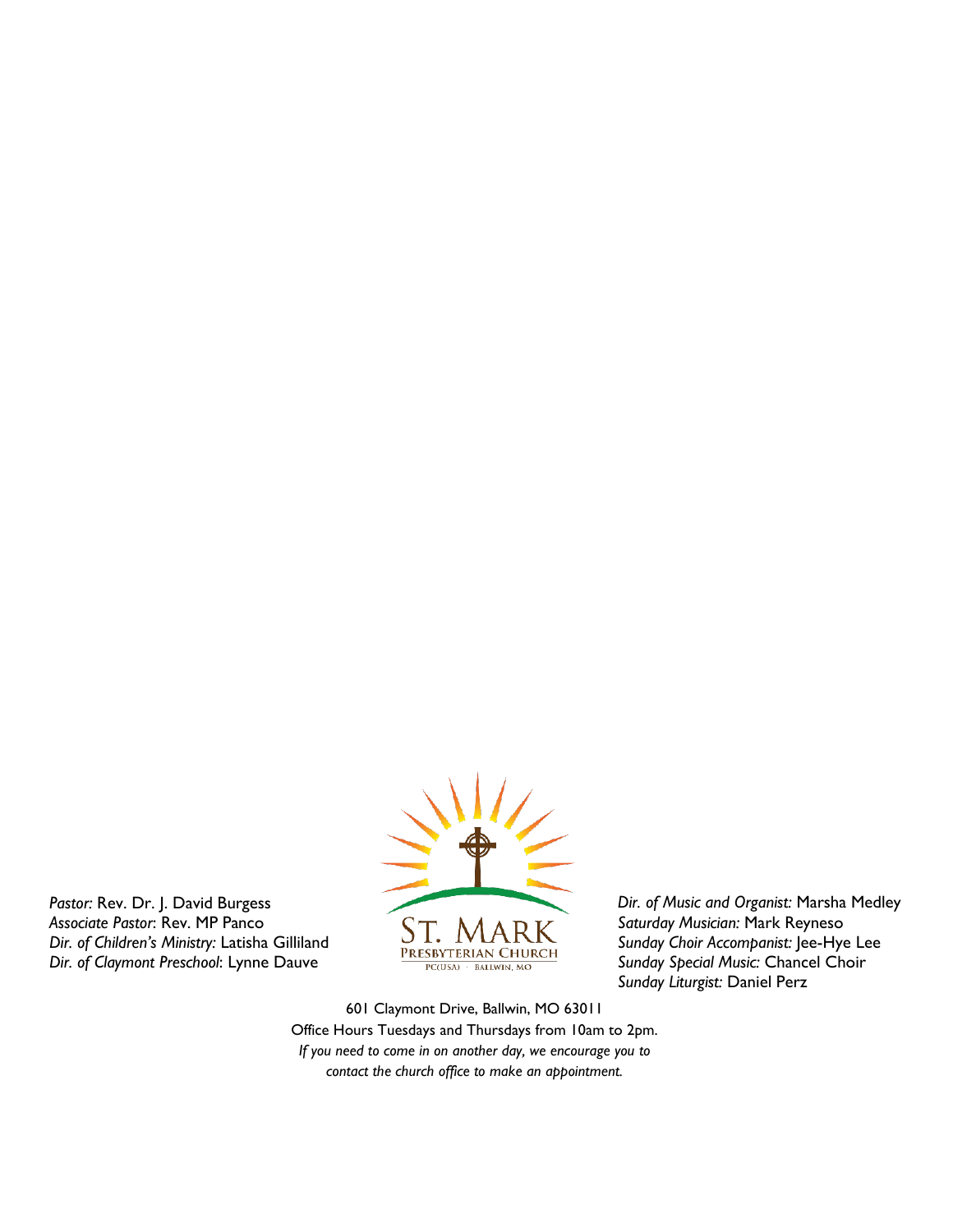*Pastor:* Rev. Dr. J. David Burgess
*Associate Pastor*: Rev. MP Panco
*Dir. of Children's Ministry:* Latisha Gilliland
*Dir. of Claymont Preschool*: Lynne Dauve

ST. MARK
PRESBYTERIAN CHURCH
PC(USA) · BALLWIN, MO

*Dir. of Music and Organist:* Marsha Medley
*Saturday Musician:* Mark Reyneso
*Sunday Choir Accompanist:* Jee-Hye Lee
*Sunday Special Music:* Chancel Choir
*Sunday Liturgist:* Daniel Perz

601 Claymont Drive, Ballwin, MO 63011
Office Hours Tuesdays and Thursdays from 10am to 2pm.
*If you need to come in on another day, we encourage you to contact the church office to make an appointment.*